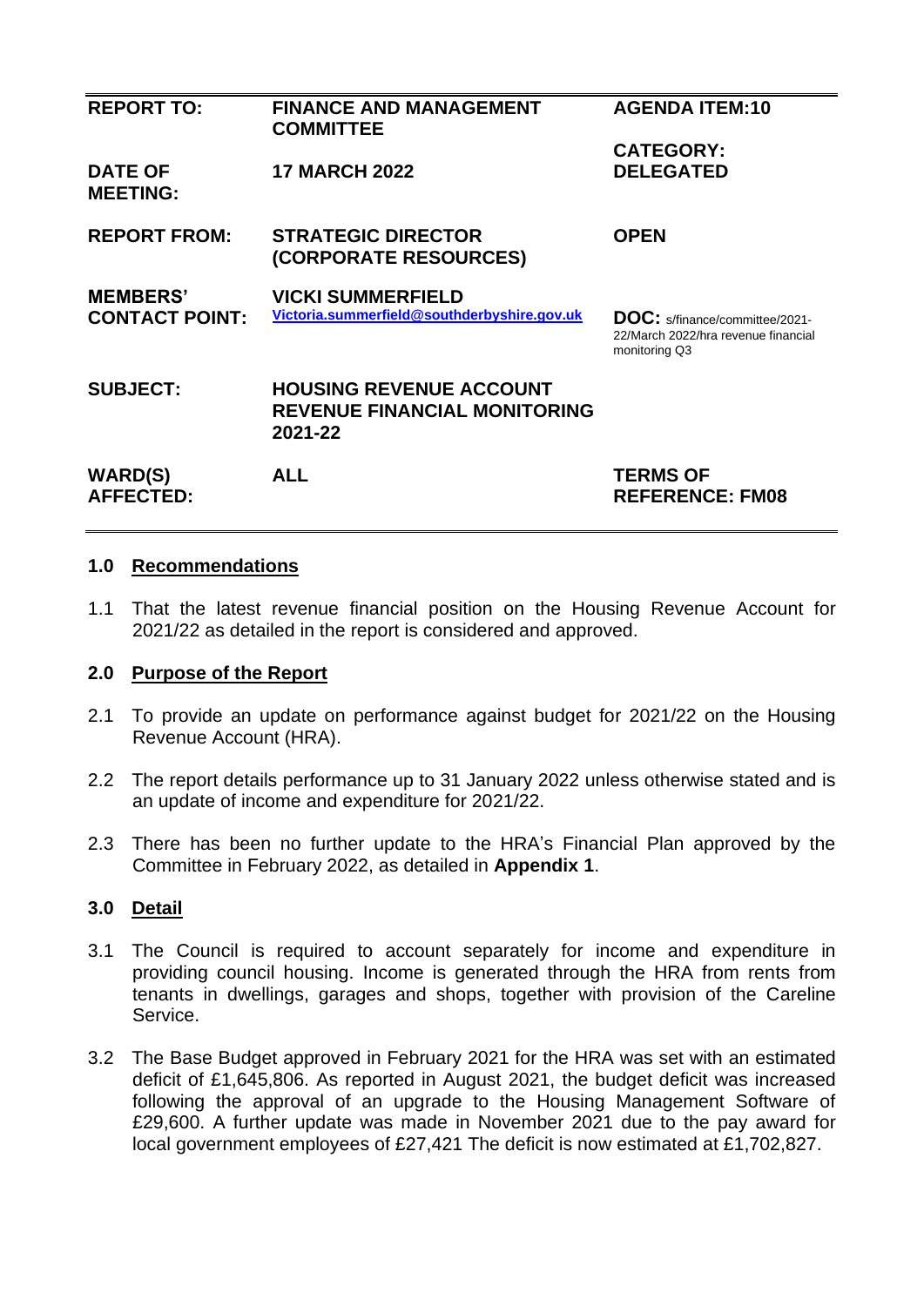| REPORT TO: | FINANCE AND MANAGEMENT COMMITTEE | AGENDA ITEM:10 |
|---|---|---|
| DATE OF MEETING: | 17 MARCH 2022 | CATEGORY: DELEGATED |
| REPORT FROM: | STRATEGIC DIRECTOR (CORPORATE RESOURCES) | OPEN |
| MEMBERS' CONTACT POINT: | VICKI SUMMERFIELD Victoria.summerfield@southderbyshire.gov.uk | DOC: s/finance/committee/2021-22/March 2022/hra revenue financial monitoring Q3 |
| SUBJECT: | HOUSING REVENUE ACCOUNT REVENUE FINANCIAL MONITORING 2021-22 | |
| WARD(S) AFFECTED: | ALL | TERMS OF REFERENCE: FM08 |

## 1.0 Recommendations

1.1 That the latest revenue financial position on the Housing Revenue Account for 2021/22 as detailed in the report is considered and approved.

## 2.0 Purpose of the Report

2.1 To provide an update on performance against budget for 2021/22 on the Housing Revenue Account (HRA).

2.2 The report details performance up to 31 January 2022 unless otherwise stated and is an update of income and expenditure for 2021/22.

2.3 There has been no further update to the HRA's Financial Plan approved by the Committee in February 2022, as detailed in **Appendix 1**.

## 3.0 Detail

3.1 The Council is required to account separately for income and expenditure in providing council housing. Income is generated through the HRA from rents from tenants in dwellings, garages and shops, together with provision of the Careline Service.

3.2 The Base Budget approved in February 2021 for the HRA was set with an estimated deficit of £1,645,806. As reported in August 2021, the budget deficit was increased following the approval of an upgrade to the Housing Management Software of £29,600. A further update was made in November 2021 due to the pay award for local government employees of £27,421 The deficit is now estimated at £1,702,827.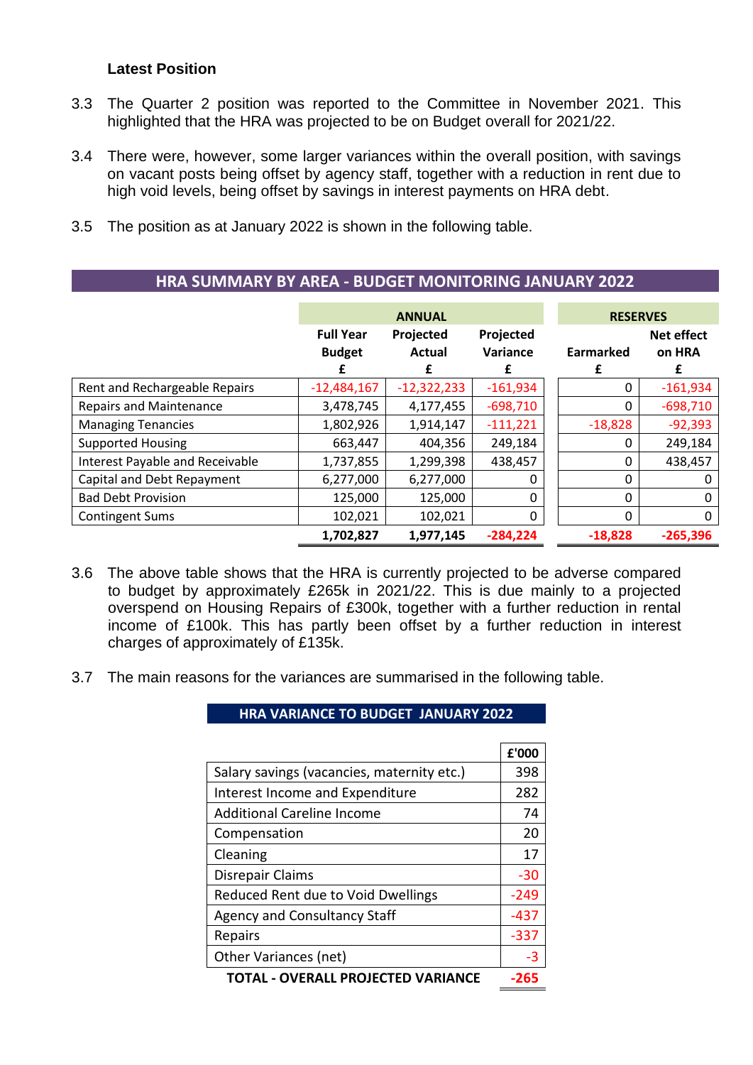### Latest Position

3.3 The Quarter 2 position was reported to the Committee in November 2021. This highlighted that the HRA was projected to be on Budget overall for 2021/22.

3.4 There were, however, some larger variances within the overall position, with savings on vacant posts being offset by agency staff, together with a reduction in rent due to high void levels, being offset by savings in interest payments on HRA debt.

3.5 The position as at January 2022 is shown in the following table.

**HRA SUMMARY BY AREA - BUDGET MONITORING JANUARY 2022**

| | ANNUAL | | | RESERVES | |
|---|---|---|---|---|---|
| | Full Year Budget £ | Projected Actual £ | Projected Variance £ | Earmarked £ | Net effect on HRA £ |
| Rent and Rechargeable Repairs | -12,484,167 | -12,322,233 | -161,934 | 0 | -161,934 |
| Repairs and Maintenance | 3,478,745 | 4,177,455 | -698,710 | 0 | -698,710 |
| Managing Tenancies | 1,802,926 | 1,914,147 | -111,221 | -18,828 | -92,393 |
| Supported Housing | 663,447 | 404,356 | 249,184 | 0 | 249,184 |
| Interest Payable and Receivable | 1,737,855 | 1,299,398 | 438,457 | 0 | 438,457 |
| Capital and Debt Repayment | 6,277,000 | 6,277,000 | 0 | 0 | 0 |
| Bad Debt Provision | 125,000 | 125,000 | 0 | 0 | 0 |
| Contingent Sums | 102,021 | 102,021 | 0 | 0 | 0 |
| | **1,702,827** | **1,977,145** | **-284,224** | **-18,828** | **-265,396** |

3.6 The above table shows that the HRA is currently projected to be adverse compared to budget by approximately £265k in 2021/22. This is due mainly to a projected overspend on Housing Repairs of £300k, together with a further reduction in rental income of £100k. This has partly been offset by a further reduction in interest charges of approximately of £135k.

3.7 The main reasons for the variances are summarised in the following table.

**HRA VARIANCE TO BUDGET JANUARY 2022**

| | £'000 |
|---|---|
| Salary savings (vacancies, maternity etc.) | 398 |
| Interest Income and Expenditure | 282 |
| Additional Careline Income | 74 |
| Compensation | 20 |
| Cleaning | 17 |
| Disrepair Claims | -30 |
| Reduced Rent due to Void Dwellings | -249 |
| Agency and Consultancy Staff | -437 |
| Repairs | -337 |
| Other Variances (net) | -3 |
| **TOTAL - OVERALL PROJECTED VARIANCE** | **-265** |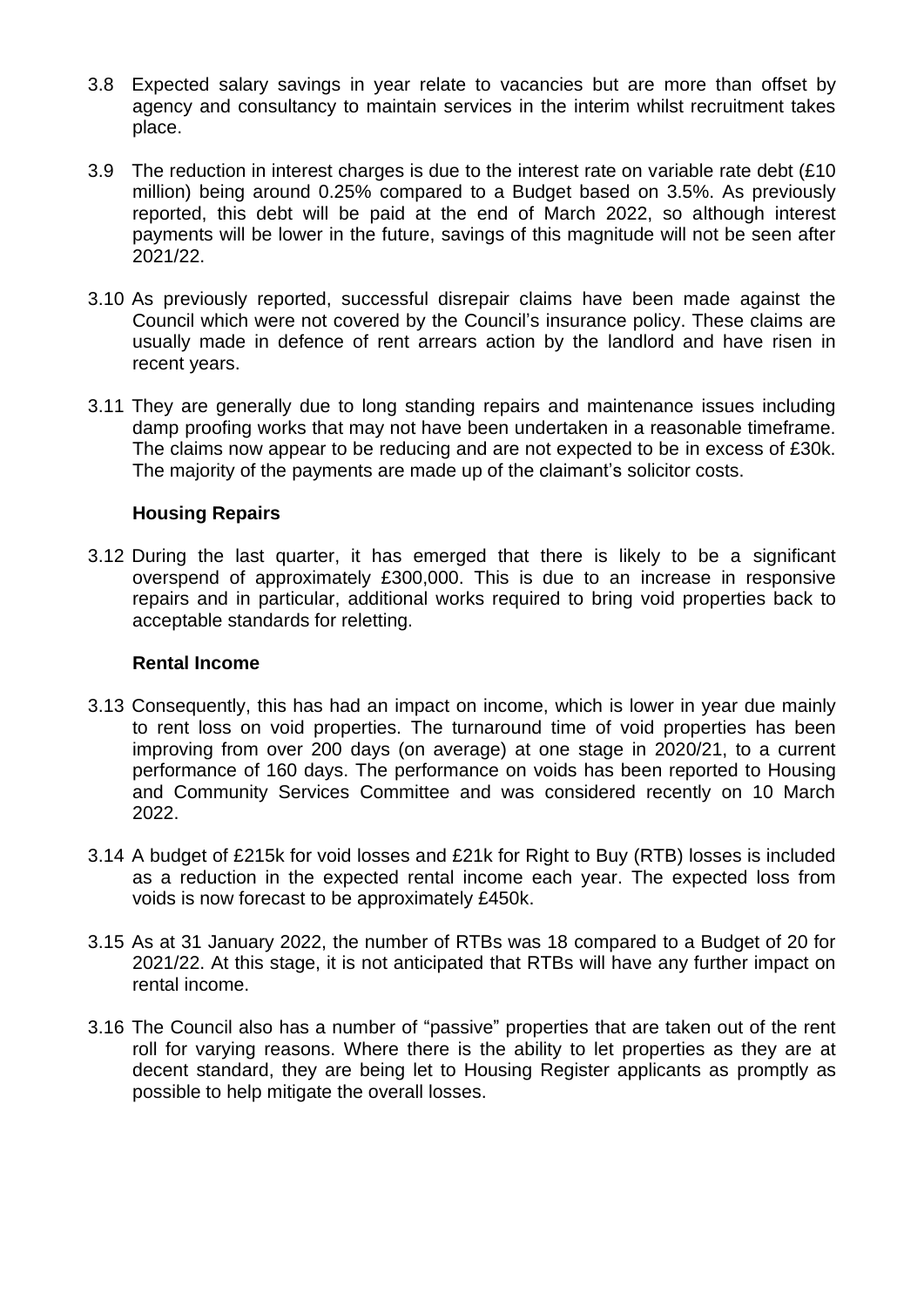3.8 Expected salary savings in year relate to vacancies but are more than offset by agency and consultancy to maintain services in the interim whilst recruitment takes place.

3.9 The reduction in interest charges is due to the interest rate on variable rate debt (£10 million) being around 0.25% compared to a Budget based on 3.5%. As previously reported, this debt will be paid at the end of March 2022, so although interest payments will be lower in the future, savings of this magnitude will not be seen after 2021/22.

3.10 As previously reported, successful disrepair claims have been made against the Council which were not covered by the Council's insurance policy. These claims are usually made in defence of rent arrears action by the landlord and have risen in recent years.

3.11 They are generally due to long standing repairs and maintenance issues including damp proofing works that may not have been undertaken in a reasonable timeframe. The claims now appear to be reducing and are not expected to be in excess of £30k. The majority of the payments are made up of the claimant's solicitor costs.

**Housing Repairs**

3.12 During the last quarter, it has emerged that there is likely to be a significant overspend of approximately £300,000. This is due to an increase in responsive repairs and in particular, additional works required to bring void properties back to acceptable standards for reletting.

**Rental Income**

3.13 Consequently, this has had an impact on income, which is lower in year due mainly to rent loss on void properties. The turnaround time of void properties has been improving from over 200 days (on average) at one stage in 2020/21, to a current performance of 160 days. The performance on voids has been reported to Housing and Community Services Committee and was considered recently on 10 March 2022.

3.14 A budget of £215k for void losses and £21k for Right to Buy (RTB) losses is included as a reduction in the expected rental income each year. The expected loss from voids is now forecast to be approximately £450k.

3.15 As at 31 January 2022, the number of RTBs was 18 compared to a Budget of 20 for 2021/22. At this stage, it is not anticipated that RTBs will have any further impact on rental income.

3.16 The Council also has a number of "passive" properties that are taken out of the rent roll for varying reasons. Where there is the ability to let properties as they are at decent standard, they are being let to Housing Register applicants as promptly as possible to help mitigate the overall losses.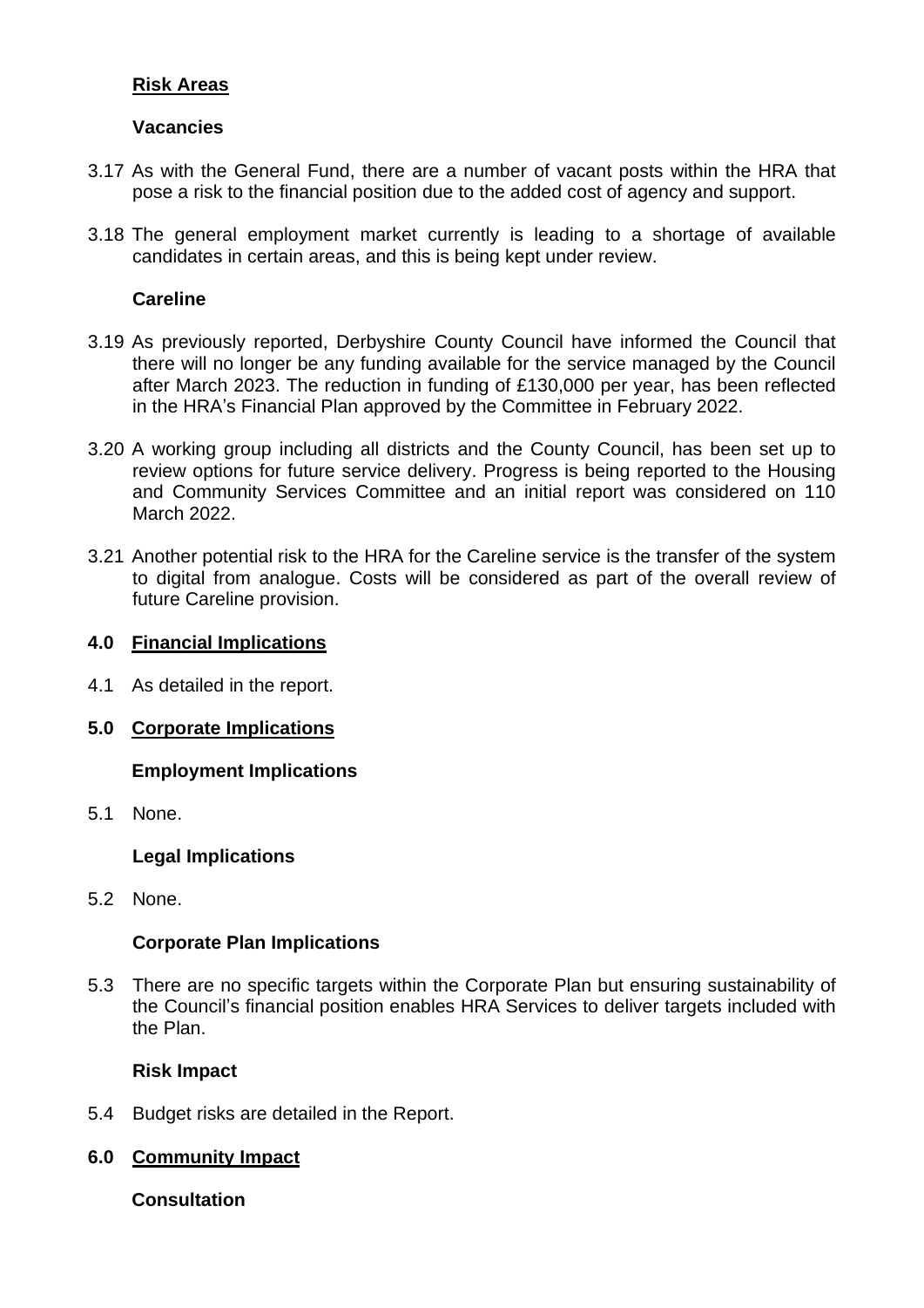**Risk Areas**

**Vacancies**

3.17 As with the General Fund, there are a number of vacant posts within the HRA that pose a risk to the financial position due to the added cost of agency and support.

3.18 The general employment market currently is leading to a shortage of available candidates in certain areas, and this is being kept under review.

**Careline**

3.19 As previously reported, Derbyshire County Council have informed the Council that there will no longer be any funding available for the service managed by the Council after March 2023. The reduction in funding of £130,000 per year, has been reflected in the HRA's Financial Plan approved by the Committee in February 2022.

3.20 A working group including all districts and the County Council, has been set up to review options for future service delivery. Progress is being reported to the Housing and Community Services Committee and an initial report was considered on 110 March 2022.

3.21 Another potential risk to the HRA for the Careline service is the transfer of the system to digital from analogue. Costs will be considered as part of the overall review of future Careline provision.

## 4.0 Financial Implications

4.1 As detailed in the report.

## 5.0 Corporate Implications

**Employment Implications**

5.1 None.

**Legal Implications**

5.2 None.

**Corporate Plan Implications**

5.3 There are no specific targets within the Corporate Plan but ensuring sustainability of the Council's financial position enables HRA Services to deliver targets included with the Plan.

**Risk Impact**

5.4 Budget risks are detailed in the Report.

## 6.0 Community Impact

**Consultation**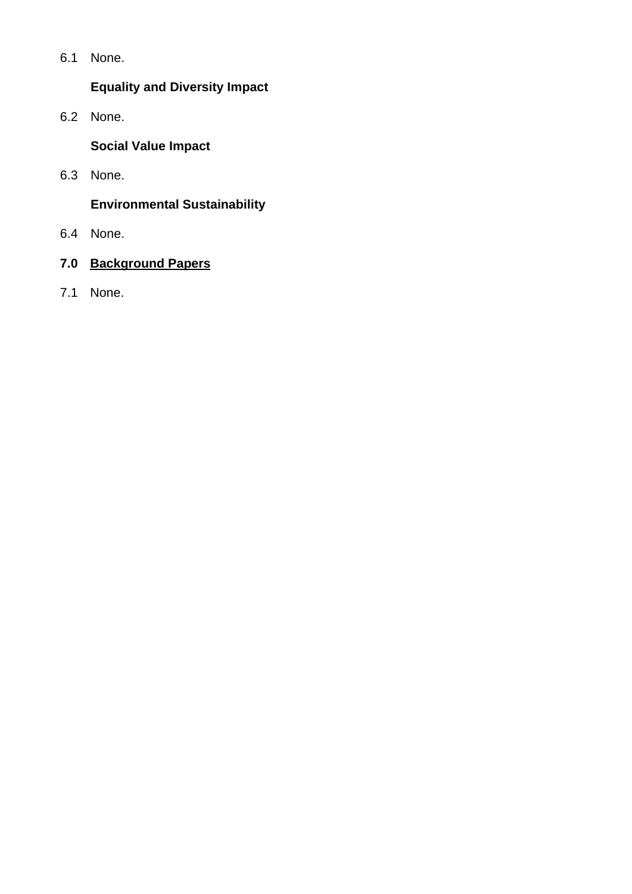6.1 None.

**Equality and Diversity Impact**

6.2 None.

**Social Value Impact**

6.3 None.

**Environmental Sustainability**

6.4 None.

## 7.0 Background Papers

7.1 None.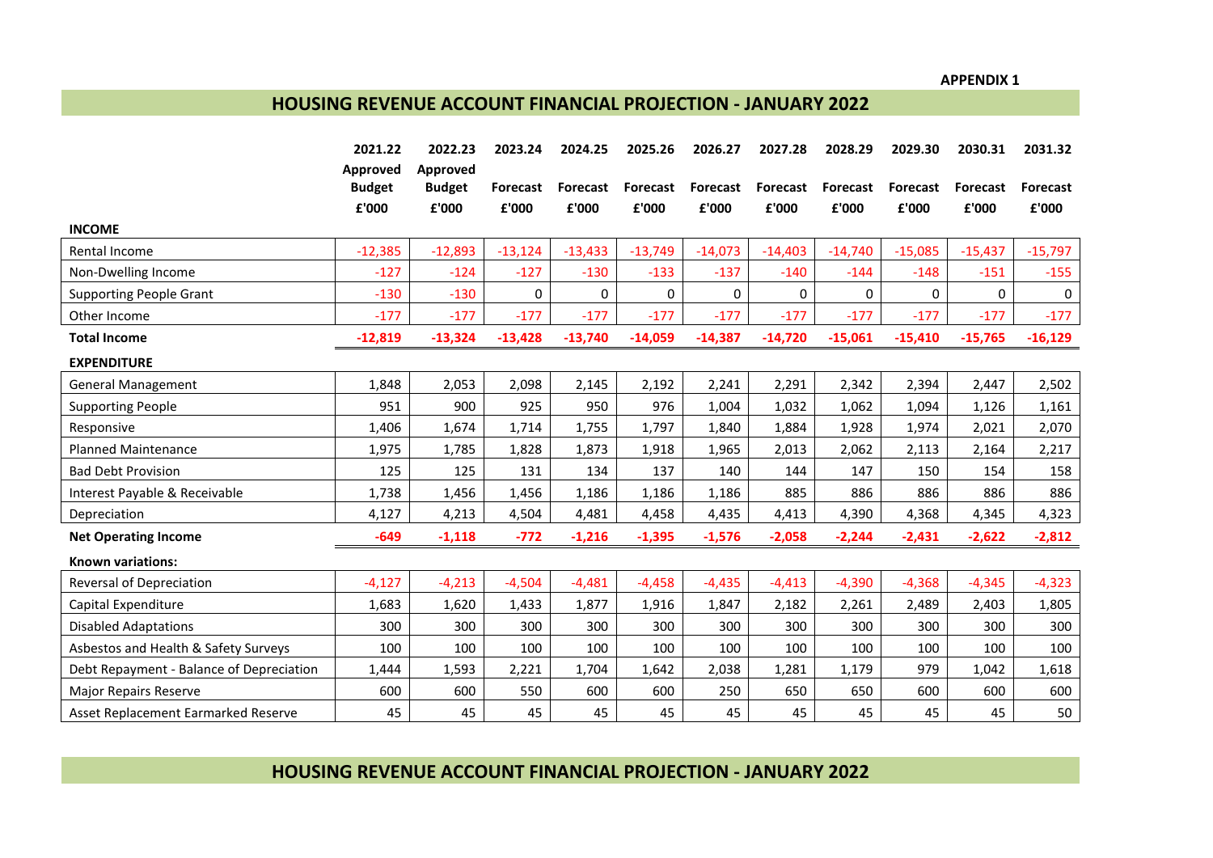**APPENDIX 1**

## HOUSING REVENUE ACCOUNT FINANCIAL PROJECTION - JANUARY 2022

| | 2021.22 Approved Budget £'000 | 2022.23 Approved Budget £'000 | 2023.24 Forecast £'000 | 2024.25 Forecast £'000 | 2025.26 Forecast £'000 | 2026.27 Forecast £'000 | 2027.28 Forecast £'000 | 2028.29 Forecast £'000 | 2029.30 Forecast £'000 | 2030.31 Forecast £'000 | 2031.32 Forecast £'000 |
|---|---|---|---|---|---|---|---|---|---|---|---|
| **INCOME** | | | | | | | | | | | |
| Rental Income | -12,385 | -12,893 | -13,124 | -13,433 | -13,749 | -14,073 | -14,403 | -14,740 | -15,085 | -15,437 | -15,797 |
| Non-Dwelling Income | -127 | -124 | -127 | -130 | -133 | -137 | -140 | -144 | -148 | -151 | -155 |
| Supporting People Grant | -130 | -130 | 0 | 0 | 0 | 0 | 0 | 0 | 0 | 0 | 0 |
| Other Income | -177 | -177 | -177 | -177 | -177 | -177 | -177 | -177 | -177 | -177 | -177 |
| **Total Income** | **-12,819** | **-13,324** | **-13,428** | **-13,740** | **-14,059** | **-14,387** | **-14,720** | **-15,061** | **-15,410** | **-15,765** | **-16,129** |
| **EXPENDITURE** | | | | | | | | | | | |
| General Management | 1,848 | 2,053 | 2,098 | 2,145 | 2,192 | 2,241 | 2,291 | 2,342 | 2,394 | 2,447 | 2,502 |
| Supporting People | 951 | 900 | 925 | 950 | 976 | 1,004 | 1,032 | 1,062 | 1,094 | 1,126 | 1,161 |
| Responsive | 1,406 | 1,674 | 1,714 | 1,755 | 1,797 | 1,840 | 1,884 | 1,928 | 1,974 | 2,021 | 2,070 |
| Planned Maintenance | 1,975 | 1,785 | 1,828 | 1,873 | 1,918 | 1,965 | 2,013 | 2,062 | 2,113 | 2,164 | 2,217 |
| Bad Debt Provision | 125 | 125 | 131 | 134 | 137 | 140 | 144 | 147 | 150 | 154 | 158 |
| Interest Payable & Receivable | 1,738 | 1,456 | 1,456 | 1,186 | 1,186 | 1,186 | 885 | 886 | 886 | 886 | 886 |
| Depreciation | 4,127 | 4,213 | 4,504 | 4,481 | 4,458 | 4,435 | 4,413 | 4,390 | 4,368 | 4,345 | 4,323 |
| **Net Operating Income** | **-649** | **-1,118** | **-772** | **-1,216** | **-1,395** | **-1,576** | **-2,058** | **-2,244** | **-2,431** | **-2,622** | **-2,812** |
| **Known variations:** | | | | | | | | | | | |
| Reversal of Depreciation | -4,127 | -4,213 | -4,504 | -4,481 | -4,458 | -4,435 | -4,413 | -4,390 | -4,368 | -4,345 | -4,323 |
| Capital Expenditure | 1,683 | 1,620 | 1,433 | 1,877 | 1,916 | 1,847 | 2,182 | 2,261 | 2,489 | 2,403 | 1,805 |
| Disabled Adaptations | 300 | 300 | 300 | 300 | 300 | 300 | 300 | 300 | 300 | 300 | 300 |
| Asbestos and Health & Safety Surveys | 100 | 100 | 100 | 100 | 100 | 100 | 100 | 100 | 100 | 100 | 100 |
| Debt Repayment - Balance of Depreciation | 1,444 | 1,593 | 2,221 | 1,704 | 1,642 | 2,038 | 1,281 | 1,179 | 979 | 1,042 | 1,618 |
| Major Repairs Reserve | 600 | 600 | 550 | 600 | 600 | 250 | 650 | 650 | 600 | 600 | 600 |
| Asset Replacement Earmarked Reserve | 45 | 45 | 45 | 45 | 45 | 45 | 45 | 45 | 45 | 45 | 50 |

## HOUSING REVENUE ACCOUNT FINANCIAL PROJECTION - JANUARY 2022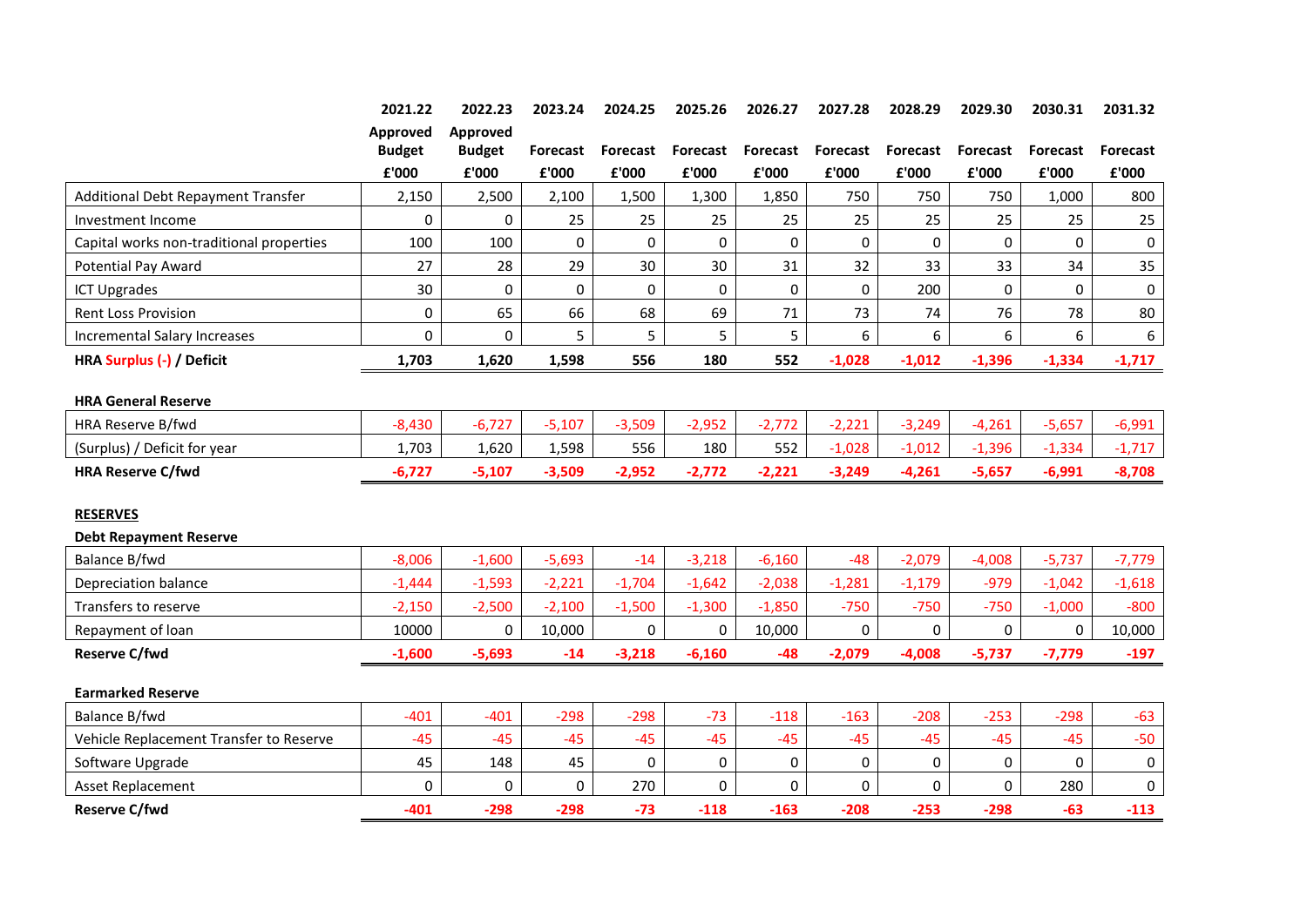| | 2021.22 | 2022.23 | 2023.24 | 2024.25 | 2025.26 | 2026.27 | 2027.28 | 2028.29 | 2029.30 | 2030.31 | 2031.32 |
|---|---|---|---|---|---|---|---|---|---|---|---|
| | Approved Budget | Approved Budget | Forecast | Forecast | Forecast | Forecast | Forecast | Forecast | Forecast | Forecast | Forecast |
| | £'000 | £'000 | £'000 | £'000 | £'000 | £'000 | £'000 | £'000 | £'000 | £'000 | £'000 |
| Additional Debt Repayment Transfer | 2,150 | 2,500 | 2,100 | 1,500 | 1,300 | 1,850 | 750 | 750 | 750 | 1,000 | 800 |
| Investment Income | 0 | 0 | 25 | 25 | 25 | 25 | 25 | 25 | 25 | 25 | 25 |
| Capital works non-traditional properties | 100 | 100 | 0 | 0 | 0 | 0 | 0 | 0 | 0 | 0 | 0 |
| Potential Pay Award | 27 | 28 | 29 | 30 | 30 | 31 | 32 | 33 | 33 | 34 | 35 |
| ICT Upgrades | 30 | 0 | 0 | 0 | 0 | 0 | 0 | 200 | 0 | 0 | 0 |
| Rent Loss Provision | 0 | 65 | 66 | 68 | 69 | 71 | 73 | 74 | 76 | 78 | 80 |
| Incremental Salary Increases | 0 | 0 | 5 | 5 | 5 | 5 | 6 | 6 | 6 | 6 | 6 |
| **HRA Surplus (-) / Deficit** | **1,703** | **1,620** | **1,598** | **556** | **180** | **552** | **-1,028** | **-1,012** | **-1,396** | **-1,334** | **-1,717** |

**HRA General Reserve**

| | 2021.22 | 2022.23 | 2023.24 | 2024.25 | 2025.26 | 2026.27 | 2027.28 | 2028.29 | 2029.30 | 2030.31 | 2031.32 |
|---|---|---|---|---|---|---|---|---|---|---|---|
| HRA Reserve B/fwd | -8,430 | -6,727 | -5,107 | -3,509 | -2,952 | -2,772 | -2,221 | -3,249 | -4,261 | -5,657 | -6,991 |
| (Surplus) / Deficit for year | 1,703 | 1,620 | 1,598 | 556 | 180 | 552 | -1,028 | -1,012 | -1,396 | -1,334 | -1,717 |
| **HRA Reserve C/fwd** | **-6,727** | **-5,107** | **-3,509** | **-2,952** | **-2,772** | **-2,221** | **-3,249** | **-4,261** | **-5,657** | **-6,991** | **-8,708** |

**RESERVES**

**Debt Repayment Reserve**

| | 2021.22 | 2022.23 | 2023.24 | 2024.25 | 2025.26 | 2026.27 | 2027.28 | 2028.29 | 2029.30 | 2030.31 | 2031.32 |
|---|---|---|---|---|---|---|---|---|---|---|---|
| Balance B/fwd | -8,006 | -1,600 | -5,693 | -14 | -3,218 | -6,160 | -48 | -2,079 | -4,008 | -5,737 | -7,779 |
| Depreciation balance | -1,444 | -1,593 | -2,221 | -1,704 | -1,642 | -2,038 | -1,281 | -1,179 | -979 | -1,042 | -1,618 |
| Transfers to reserve | -2,150 | -2,500 | -2,100 | -1,500 | -1,300 | -1,850 | -750 | -750 | -750 | -1,000 | -800 |
| Repayment of loan | 10000 | 0 | 10,000 | 0 | 0 | 10,000 | 0 | 0 | 0 | 0 | 10,000 |
| **Reserve C/fwd** | **-1,600** | **-5,693** | **-14** | **-3,218** | **-6,160** | **-48** | **-2,079** | **-4,008** | **-5,737** | **-7,779** | **-197** |

**Earmarked Reserve**

| | 2021.22 | 2022.23 | 2023.24 | 2024.25 | 2025.26 | 2026.27 | 2027.28 | 2028.29 | 2029.30 | 2030.31 | 2031.32 |
|---|---|---|---|---|---|---|---|---|---|---|---|
| Balance B/fwd | -401 | -401 | -298 | -298 | -73 | -118 | -163 | -208 | -253 | -298 | -63 |
| Vehicle Replacement Transfer to Reserve | -45 | -45 | -45 | -45 | -45 | -45 | -45 | -45 | -45 | -45 | -50 |
| Software Upgrade | 45 | 148 | 45 | 0 | 0 | 0 | 0 | 0 | 0 | 0 | 0 |
| Asset Replacement | 0 | 0 | 0 | 270 | 0 | 0 | 0 | 0 | 0 | 280 | 0 |
| **Reserve C/fwd** | **-401** | **-298** | **-298** | **-73** | **-118** | **-163** | **-208** | **-253** | **-298** | **-63** | **-113** |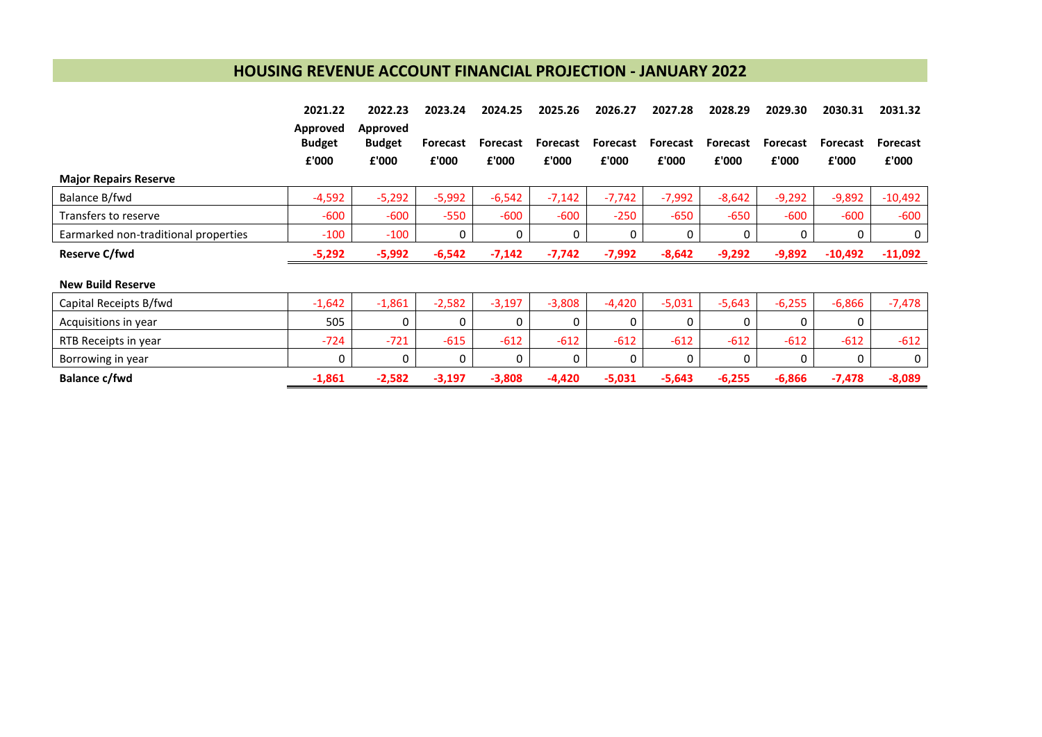# HOUSING REVENUE ACCOUNT FINANCIAL PROJECTION - JANUARY 2022

| | 2021.22 Approved Budget £'000 | 2022.23 Approved Budget £'000 | 2023.24 Forecast £'000 | 2024.25 Forecast £'000 | 2025.26 Forecast £'000 | 2026.27 Forecast £'000 | 2027.28 Forecast £'000 | 2028.29 Forecast £'000 | 2029.30 Forecast £'000 | 2030.31 Forecast £'000 | 2031.32 Forecast £'000 |
|---|---|---|---|---|---|---|---|---|---|---|---|
| **Major Repairs Reserve** | | | | | | | | | | | |
| Balance B/fwd | -4,592 | -5,292 | -5,992 | -6,542 | -7,142 | -7,742 | -7,992 | -8,642 | -9,292 | -9,892 | -10,492 |
| Transfers to reserve | -600 | -600 | -550 | -600 | -600 | -250 | -650 | -650 | -600 | -600 | -600 |
| Earmarked non-traditional properties | -100 | -100 | 0 | 0 | 0 | 0 | 0 | 0 | 0 | 0 | 0 |
| **Reserve C/fwd** | **-5,292** | **-5,992** | **-6,542** | **-7,142** | **-7,742** | **-7,992** | **-8,642** | **-9,292** | **-9,892** | **-10,492** | **-11,092** |
| **New Build Reserve** | | | | | | | | | | | |
| Capital Receipts B/fwd | -1,642 | -1,861 | -2,582 | -3,197 | -3,808 | -4,420 | -5,031 | -5,643 | -6,255 | -6,866 | -7,478 |
| Acquisitions in year | 505 | 0 | 0 | 0 | 0 | 0 | 0 | 0 | 0 | 0 | |
| RTB Receipts in year | -724 | -721 | -615 | -612 | -612 | -612 | -612 | -612 | -612 | -612 | -612 |
| Borrowing in year | 0 | 0 | 0 | 0 | 0 | 0 | 0 | 0 | 0 | 0 | 0 |
| **Balance c/fwd** | **-1,861** | **-2,582** | **-3,197** | **-3,808** | **-4,420** | **-5,031** | **-5,643** | **-6,255** | **-6,866** | **-7,478** | **-8,089** |